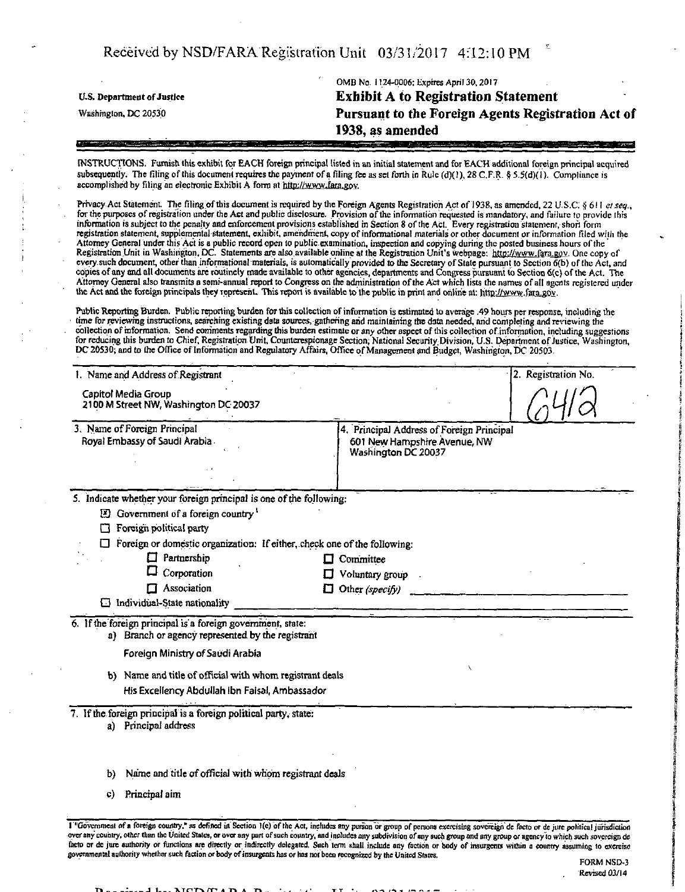Received by NSD/FARA Registration Unit 03/31/2017 4:12:10 PM

OMB No. 1124-0006; Expires April 30, 2017

U.S. Department of Justice
Washington, DC 20530

# Exhibit A to Registration Statement Pursuant to the Foreign Agents Registration Act of 1938, as amended

INSTRUCTIONS. Furnish this exhibit for EACH foreign principal listed in an initial statement and for EACH additional foreign principal acquired subsequently. The filing of this document requires the payment of a filing fee as set forth in Rule (d)(1), 28 C.F.R. § 5.5(d)(1). Compliance is accomplished by filing an electronic Exhibit A form at http://www.fara.gov.

Privacy Act Statement. The filing of this document is required by the Foreign Agents Registration Act of 1938, as amended, 22 U.S.C. § 611 *et seq.*, for the purposes of registration under the Act and public disclosure. Provision of the information requested is mandatory, and failure to provide this information is subject to the penalty and enforcement provisions established in Section 8 of the Act. Every registration statement, short form registration statement, supplemental statement, exhibit, amendment, copy of informational materials or other document or information filed with the Attorney General under this Act is a public record open to public examination, inspection and copying during the posted business hours of the Registration Unit in Washington, DC. Statements are also available online at the Registration Unit's webpage: http://www.fara.gov. One copy of every such document, other than informational materials, is automatically provided to the Secretary of State pursuant to Section 6(b) of the Act, and copies of any and all documents are routinely made available to other agencies, departments and Congress pursuant to Section 6(c) of the Act. The Attorney General also transmits a semi-annual report to Congress on the administration of the Act which lists the names of all agents registered under the Act and the foreign principals they represent. This report is available to the public in print and online at: http://www.fara.gov.

Public Reporting Burden. Public reporting burden for this collection of information is estimated to average .49 hours per response, including the time for reviewing instructions, searching existing data sources, gathering and maintaining the data needed, and completing and reviewing the collection of information. Send comments regarding this burden estimate or any other aspect of this collection of information, including suggestions for reducing this burden to Chief, Registration Unit, Counterespionage Section, National Security Division, U.S. Department of Justice, Washington, DC 20530; and to the Office of Information and Regulatory Affairs, Office of Management and Budget, Washington, DC 20503.

| 1. Name and Address of Registrant | 2. Registration No. |
|---|---|
| Capitol Media Group<br>2100 M Street NW, Washington DC 20037 | 6412 |

| 3. Name of Foreign Principal | 4. Principal Address of Foreign Principal |
|---|---|
| Royal Embassy of Saudi Arabia | 601 New Hampshire Avenue, NW<br>Washington DC 20037 |

5. Indicate whether your foreign principal is one of the following:

- [x] Government of a foreign country[1]
- [ ] Foreign political party
- [ ] Foreign or domestic organization: If either, check one of the following:
  - [ ] Partnership
  - [ ] Corporation
  - [ ] Association
  - [ ] Committee
  - [ ] Voluntary group
  - [ ] Other *(specify)* ______________
- [ ] Individual-State nationality ______________

6. If the foreign principal is a foreign government, state:

a) Branch or agency represented by the registrant

Foreign Ministry of Saudi Arabia

b) Name and title of official with whom registrant deals

His Excellency Abdullah Ibn Faisal, Ambassador

7. If the foreign principal is a foreign political party, state:

a) Principal address

b) Name and title of official with whom registrant deals

c) Principal aim

[1] "Government of a foreign country," as defined in Section 1(e) of the Act, includes any person or group of persons exercising sovereign de facto or de jure political jurisdiction over any country, other than the United States, or over any part of such country, and includes any subdivision of any such group and any group or agency to which such sovereign de facto or de jure authority or functions are directly or indirectly delegated. Such term shall include any faction or body of insurgents within a country assuming to exercise governmental authority whether such faction or body of insurgents has or has not been recognized by the United States.

FORM NSD-3
Revised 03/14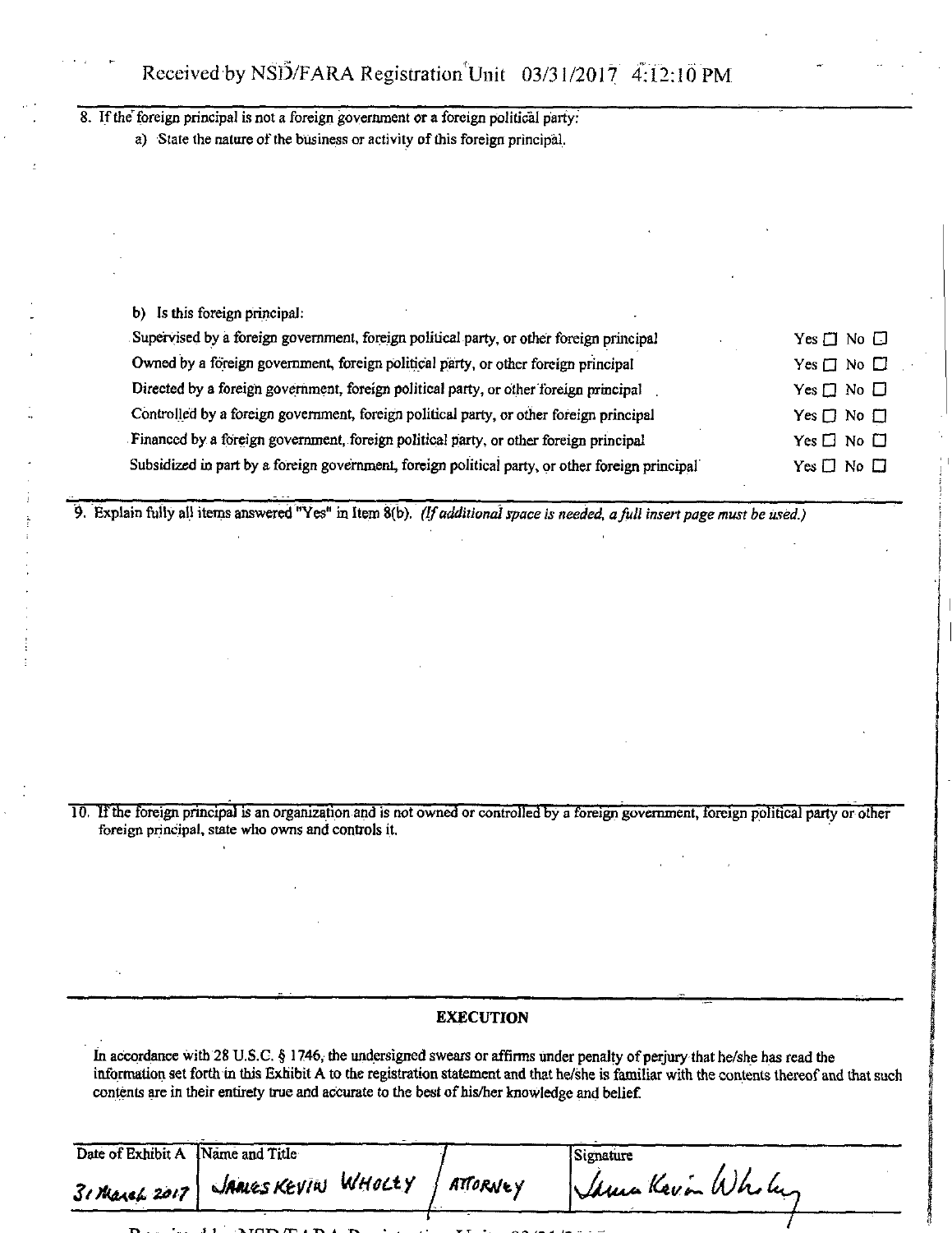8. If the foreign principal is not a foreign government or a foreign political party:
   a) State the nature of the business or activity of this foreign principal.

   b) Is this foreign principal:

| | |
|---|---|
| Supervised by a foreign government, foreign political party, or other foreign principal | Yes ☐ No ☐ |
| Owned by a foreign government, foreign political party, or other foreign principal | Yes ☐ No ☐ |
| Directed by a foreign government, foreign political party, or other foreign principal | Yes ☐ No ☐ |
| Controlled by a foreign government, foreign political party, or other foreign principal | Yes ☐ No ☐ |
| Financed by a foreign government, foreign political party, or other foreign principal | Yes ☐ No ☐ |
| Subsidized in part by a foreign government, foreign political party, or other foreign principal | Yes ☐ No ☐ |

9. Explain fully all items answered "Yes" in Item 8(b). *(If additional space is needed, a full insert page must be used.)*

10. If the foreign principal is an organization and is not owned or controlled by a foreign government, foreign political party or other foreign principal, state who owns and controls it.

## EXECUTION

In accordance with 28 U.S.C. § 1746, the undersigned swears or affirms under penalty of perjury that he/she has read the information set forth in this Exhibit A to the registration statement and that he/she is familiar with the contents thereof and that such contents are in their entirety true and accurate to the best of his/her knowledge and belief.

| Date of Exhibit A | Name and Title | | Signature |
|---|---|---|---|
| 31 March 2017 | JAMES KEVIN WHOLEY | ATTORNEY | James Kevin Wholey |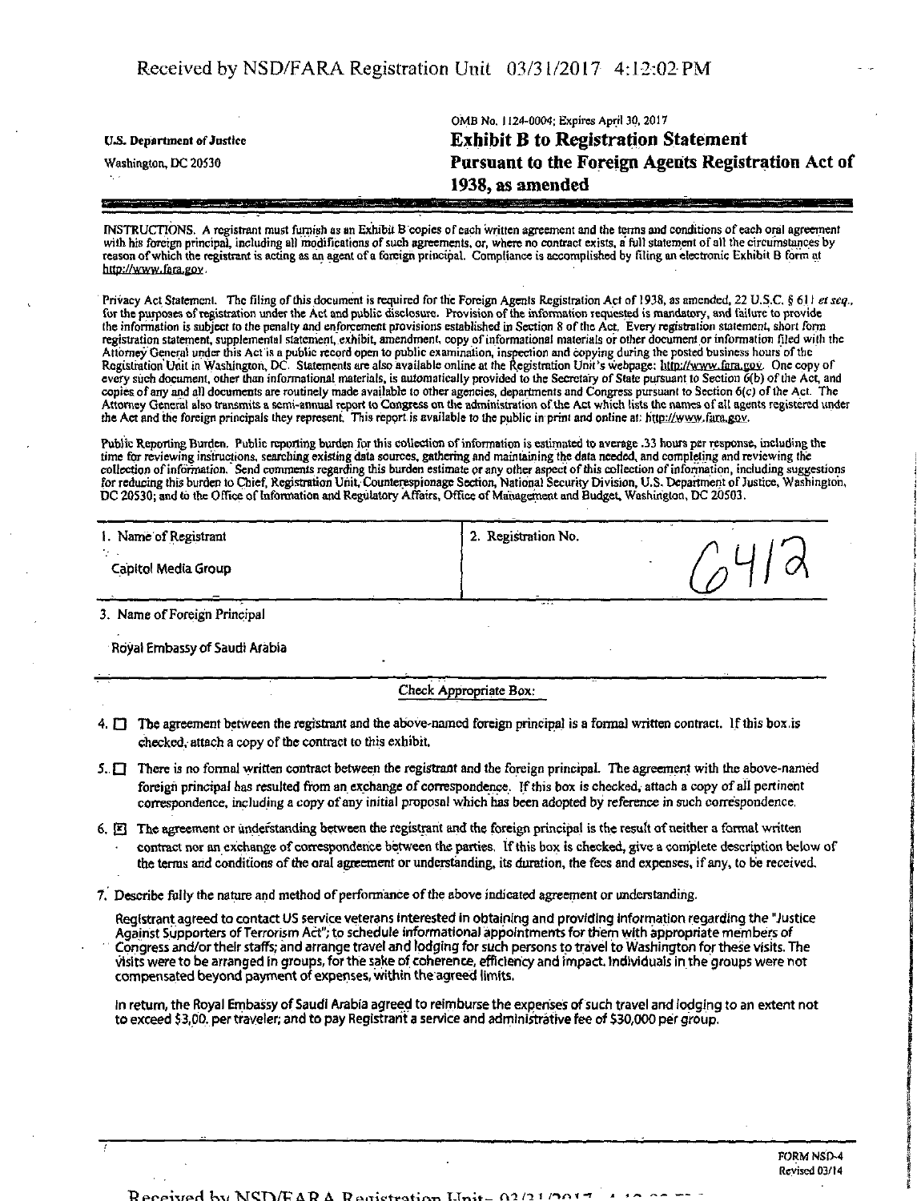Received by NSD/FARA Registration Unit 03/31/2017 4:12:02 PM

U.S. Department of Justice
Washington, DC 20530

OMB No. 1124-0004; Expires April 30, 2017

# Exhibit B to Registration Statement
# Pursuant to the Foreign Agents Registration Act of 1938, as amended

INSTRUCTIONS. A registrant must furnish as an Exhibit B copies of each written agreement and the terms and conditions of each oral agreement with his foreign principal, including all modifications of such agreements, or, where no contract exists, a full statement of all the circumstances by reason of which the registrant is acting as an agent of a foreign principal. Compliance is accomplished by filing an electronic Exhibit B form at http://www.fara.gov.

Privacy Act Statement. The filing of this document is required for the Foreign Agents Registration Act of 1938, as amended, 22 U.S.C. § 611 *et seq.*, for the purposes of registration under the Act and public disclosure. Provision of the information requested is mandatory, and failure to provide the information is subject to the penalty and enforcement provisions established in Section 8 of the Act. Every registration statement, short form registration statement, supplemental statement, exhibit, amendment, copy of informational materials or other document or information filed with the Attorney General under this Act is a public record open to public examination, inspection and copying during the posted business hours of the Registration Unit in Washington, DC. Statements are also available online at the Registration Unit's webpage: http://www.fara.gov. One copy of every such document, other than informational materials, is automatically provided to the Secretary of State pursuant to Section 6(b) of the Act, and copies of any and all documents are routinely made available to other agencies, departments and Congress pursuant to Section 6(c) of the Act. The Attorney General also transmits a semi-annual report to Congress on the administration of the Act which lists the names of all agents registered under the Act and the foreign principals they represent. This report is available to the public in print and online at: http://www.fara.gov.

Public Reporting Burden. Public reporting burden for this collection of information is estimated to average .33 hours per response, including the time for reviewing instructions, searching existing data sources, gathering and maintaining the data needed, and completing and reviewing the collection of information. Send comments regarding this burden estimate or any other aspect of this collection of information, including suggestions for reducing this burden to Chief, Registration Unit, Counterespionage Section, National Security Division, U.S. Department of Justice, Washington, DC 20530; and to the Office of Information and Regulatory Affairs, Office of Management and Budget, Washington, DC 20503.

| 1. Name of Registrant | 2. Registration No. |
|---|---|
| Capitol Media Group | 6412 |

3. Name of Foreign Principal

Royal Embassy of Saudi Arabia

Check Appropriate Box:

4. ☐ The agreement between the registrant and the above-named foreign principal is a formal written contract. If this box is checked, attach a copy of the contract to this exhibit.

5. ☐ There is no formal written contract between the registrant and the foreign principal. The agreement with the above-named foreign principal has resulted from an exchange of correspondence. If this box is checked, attach a copy of all pertinent correspondence, including a copy of any initial proposal which has been adopted by reference in such correspondence.

6. ☒ The agreement or understanding between the registrant and the foreign principal is the result of neither a formal written contract nor an exchange of correspondence between the parties. If this box is checked, give a complete description below of the terms and conditions of the oral agreement or understanding, its duration, the fees and expenses, if any, to be received.

7. Describe fully the nature and method of performance of the above indicated agreement or understanding.

Registrant agreed to contact US service veterans interested in obtaining and providing information regarding the "Justice Against Supporters of Terrorism Act"; to schedule informational appointments for them with appropriate members of Congress and/or their staffs; and arrange travel and lodging for such persons to travel to Washington for these visits. The visits were to be arranged in groups, for the sake of coherence, efficiency and impact. Individuals in the groups were not compensated beyond payment of expenses, within the agreed limits.

In return, the Royal Embassy of Saudi Arabia agreed to reimburse the expenses of such travel and lodging to an extent not to exceed $3,00. per traveler; and to pay Registrant a service and administrative fee of $30,000 per group.

FORM NSD-4
Revised 03/14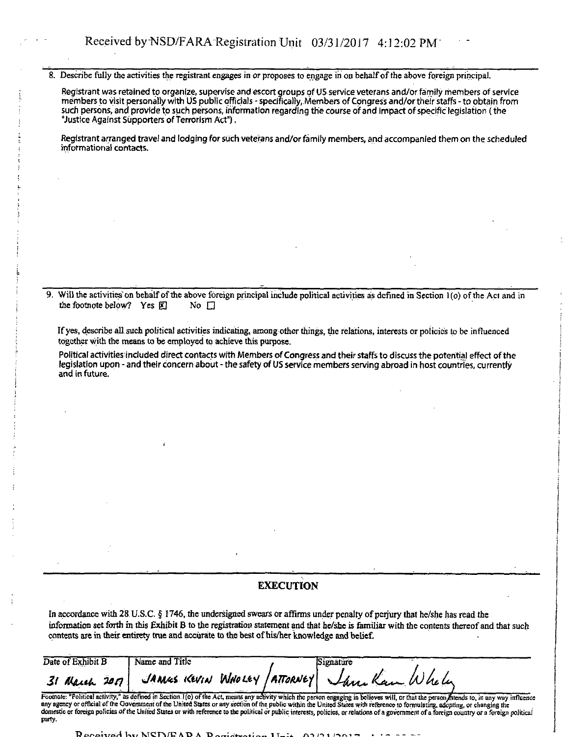8. Describe fully the activities the registrant engages in or proposes to engage in on behalf of the above foreign principal.

Registrant was retained to organize, supervise and escort groups of US service veterans and/or family members of service members to visit personally with US public officials - specifically, Members of Congress and/or their staffs - to obtain from such persons, and provide to such persons, information regarding the course of and impact of specific legislation ( the "Justice Against Supporters of Terrorism Act").

Registrant arranged travel and lodging for such veterans and/or family members, and accompanied them on the scheduled informational contacts.

9. Will the activities on behalf of the above foreign principal include political activities as defined in Section 1(o) of the Act and in the footnote below? Yes ☒ No ☐

If yes, describe all such political activities indicating, among other things, the relations, interests or policies to be influenced together with the means to be employed to achieve this purpose.

Political activities included direct contacts with Members of Congress and their staffs to discuss the potential effect of the legislation upon - and their concern about - the safety of US service members serving abroad in host countries, currently and in future.

## EXECUTION

In accordance with 28 U.S.C. § 1746, the undersigned swears or affirms under penalty of perjury that he/she has read the information set forth in this Exhibit B to the registration statement and that he/she is familiar with the contents thereof and that such contents are in their entirety true and accurate to the best of his/her knowledge and belief.

| Date of Exhibit B | Name and Title | Signature |
|---|---|---|
| 31 March 2017 | JAMES KEVIN WHOLEY / ATTORNEY | James Kevin Wholey |

Footnote: "Political activity," as defined in Section 1(o) of the Act, means any activity which the person engaging in believes will, or that the person intends to, in any way influence any agency or official of the Government of the United States or any section of the public within the United States with reference to formulating, adopting, or changing the domestic or foreign policies of the United States or with reference to the political or public interests, policies, or relations of a government of a foreign country or a foreign political party.